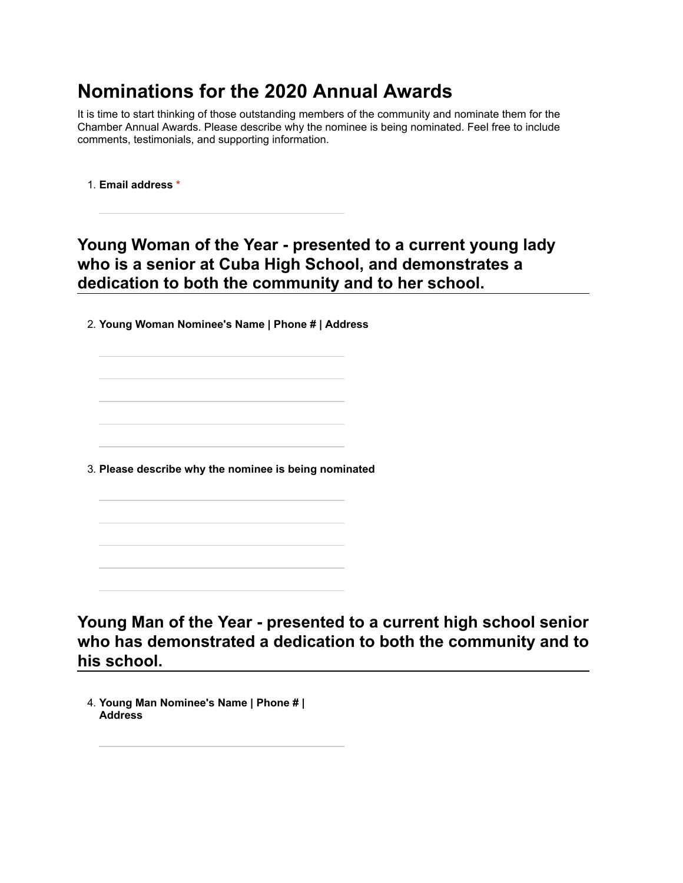# Nominations for the 2020 Annual Awards

It is time to start thinking of those outstanding members of the community and nominate them for the Chamber Annual Awards. Please describe why the nominee is being nominated. Feel free to include comments, testimonials, and supporting information.

1. **Email address** *

## Young Woman of the Year - presented to a current young lady who is a senior at Cuba High School, and demonstrates a dedication to both the community and to her school.

2. **Young Woman Nominee's Name | Phone # | Address**

3. **Please describe why the nominee is being nominated**

## Young Man of the Year - presented to a current high school senior who has demonstrated a dedication to both the community and to his school.

4. **Young Man Nominee's Name | Phone # | Address**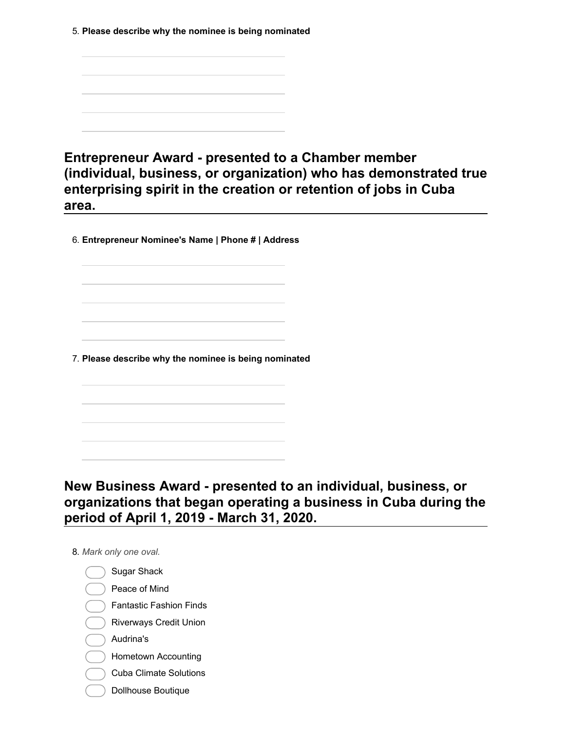5. **Please describe why the nominee is being nominated**

## Entrepreneur Award - presented to a Chamber member (individual, business, or organization) who has demonstrated true enterprising spirit in the creation or retention of jobs in Cuba area.

6. **Entrepreneur Nominee's Name | Phone # | Address**

7. **Please describe why the nominee is being nominated**

## New Business Award - presented to an individual, business, or organizations that began operating a business in Cuba during the period of April 1, 2019 - March 31, 2020.

8. *Mark only one oval.*

- Sugar Shack
- Peace of Mind
- Fantastic Fashion Finds
- Riverways Credit Union
- Audrina's
- Hometown Accounting
- Cuba Climate Solutions
- Dollhouse Boutique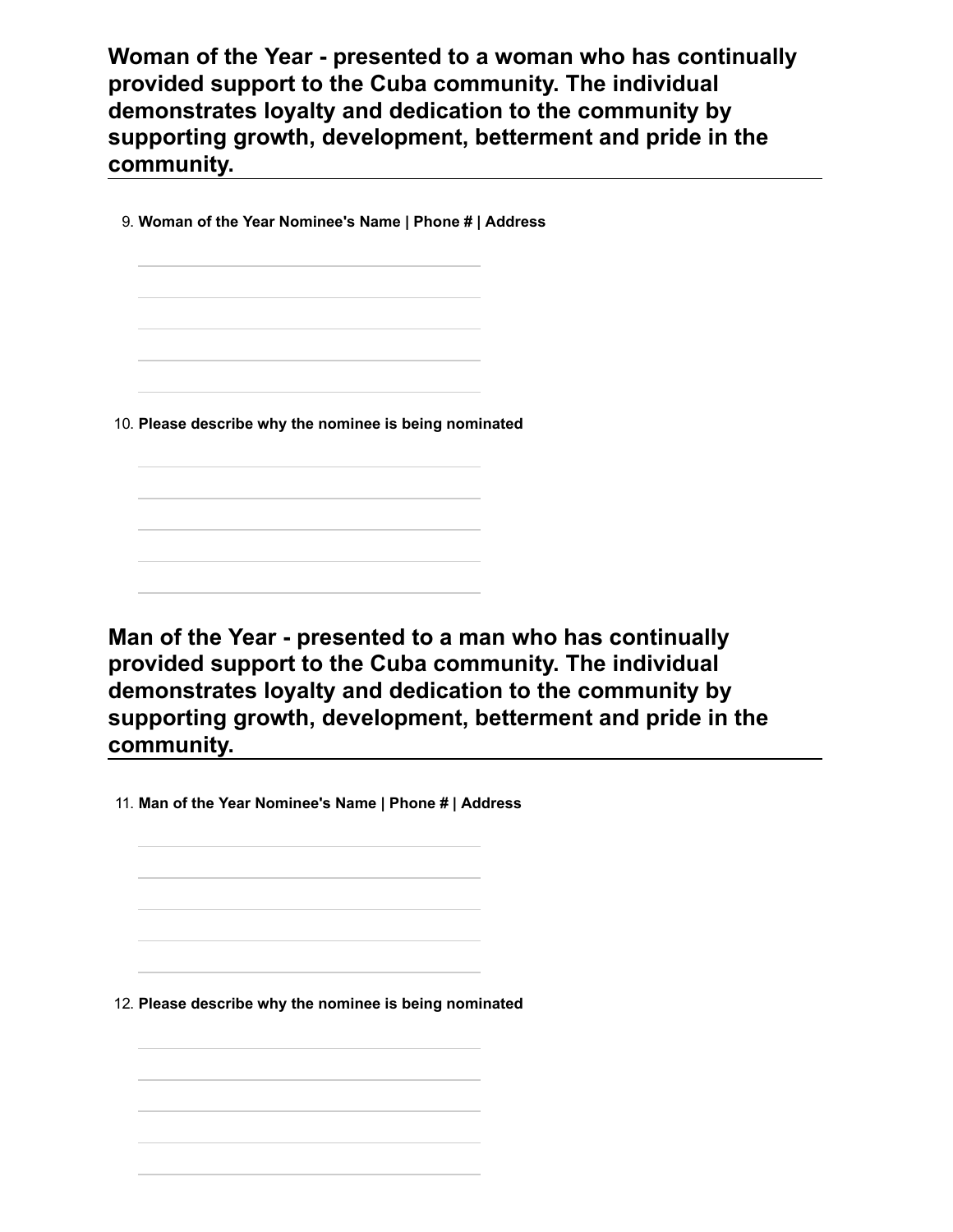## Woman of the Year - presented to a woman who has continually provided support to the Cuba community. The individual demonstrates loyalty and dedication to the community by supporting growth, development, betterment and pride in the community.

9. **Woman of the Year Nominee's Name | Phone # | Address**

10. **Please describe why the nominee is being nominated**

## Man of the Year - presented to a man who has continually provided support to the Cuba community. The individual demonstrates loyalty and dedication to the community by supporting growth, development, betterment and pride in the community.

11. **Man of the Year Nominee's Name | Phone # | Address**

12. **Please describe why the nominee is being nominated**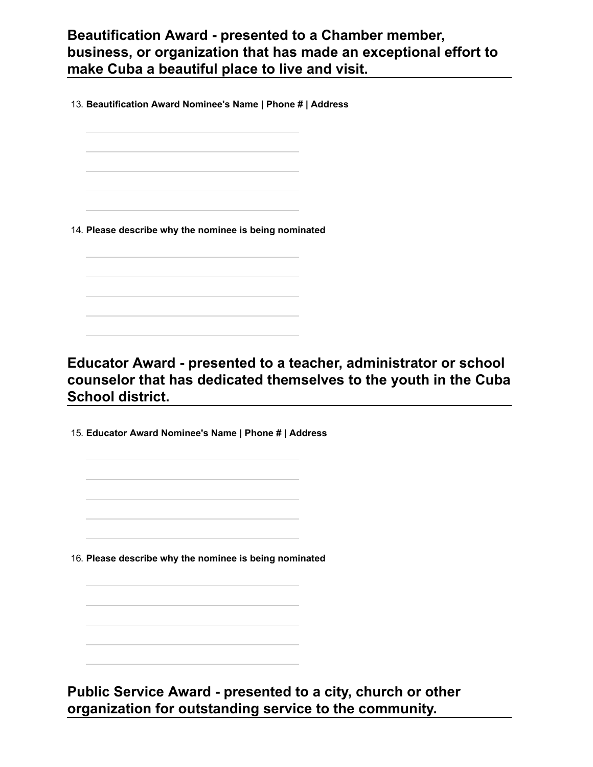## Beautification Award - presented to a Chamber member, business, or organization that has made an exceptional effort to make Cuba a beautiful place to live and visit.

13. **Beautification Award Nominee's Name | Phone # | Address**

14. **Please describe why the nominee is being nominated**

## Educator Award - presented to a teacher, administrator or school counselor that has dedicated themselves to the youth in the Cuba School district.

15. **Educator Award Nominee's Name | Phone # | Address**

16. **Please describe why the nominee is being nominated**

## Public Service Award - presented to a city, church or other organization for outstanding service to the community.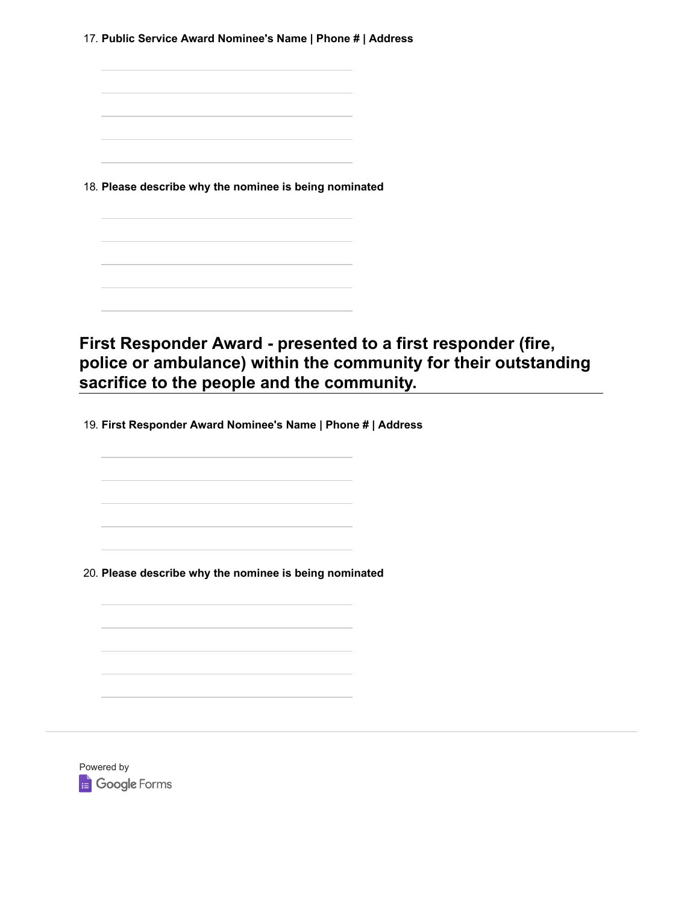17. **Public Service Award Nominee's Name | Phone # | Address**

18. **Please describe why the nominee is being nominated**

## First Responder Award - presented to a first responder (fire, police or ambulance) within the community for their outstanding sacrifice to the people and the community.

19. **First Responder Award Nominee's Name | Phone # | Address**

20. **Please describe why the nominee is being nominated**

Powered by Google Forms